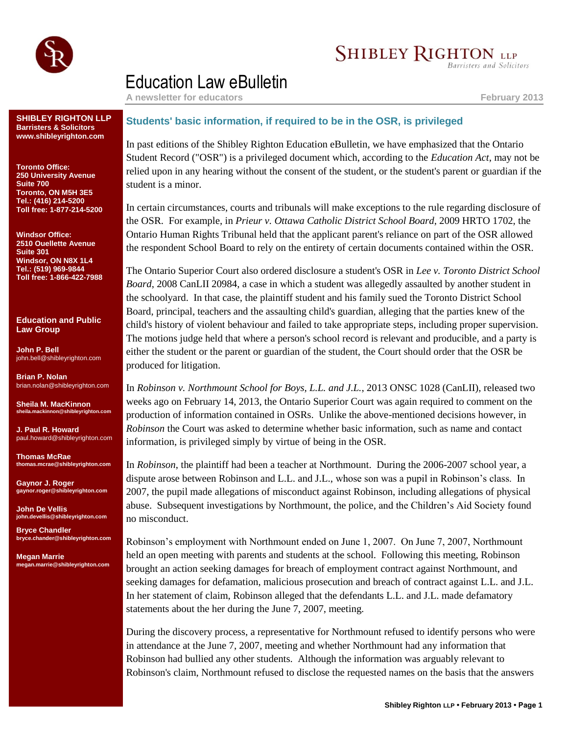# Education Law eBulletin

**A newsletter for educators** — **February 2013**

**SHIBLEY RIGHTON LLP**
**Barristers & Solicitors**
**www.shibleyrighton.com**

**Toronto Office:**
**250 University Avenue**
**Suite 700**
**Toronto, ON M5H 3E5**
**Tel.: (416) 214-5200**
**Toll free: 1-877-214-5200**

**Windsor Office:**
**2510 Ouellette Avenue**
**Suite 301**
**Windsor, ON N8X 1L4**
**Tel.: (519) 969-9844**
**Toll free: 1-866-422-7988**

**Education and Public Law Group**

**John P. Bell**
john.bell@shibleyrighton.com

**Brian P. Nolan**
brian.nolan@shibleyrighton.com

**Sheila M. MacKinnon**
sheila.mackinnon@shibleyrighton.com

**J. Paul R. Howard**
paul.howard@shibleyrighton.com

**Thomas McRae**
thomas.mcrae@shibleyrighton.com

**Gaynor J. Roger**
gaynor.roger@shibleyrighton.com

**John De Vellis**
john.devellis@shibleyrighton.com

**Bryce Chandler**
bryce.chander@shibleyrighton.com

**Megan Marrie**
megan.marrie@shibleyrighton.com

## Students' basic information, if required to be in the OSR, is privileged

In past editions of the Shibley Righton Education eBulletin, we have emphasized that the Ontario Student Record ("OSR") is a privileged document which, according to the *Education Act*, may not be relied upon in any hearing without the consent of the student, or the student's parent or guardian if the student is a minor.

In certain circumstances, courts and tribunals will make exceptions to the rule regarding disclosure of the OSR. For example, in *Prieur v. Ottawa Catholic District School Board*, 2009 HRTO 1702, the Ontario Human Rights Tribunal held that the applicant parent's reliance on part of the OSR allowed the respondent School Board to rely on the entirety of certain documents contained within the OSR.

The Ontario Superior Court also ordered disclosure a student's OSR in *Lee v. Toronto District School Board*, 2008 CanLII 20984, a case in which a student was allegedly assaulted by another student in the schoolyard. In that case, the plaintiff student and his family sued the Toronto District School Board, principal, teachers and the assaulting child's guardian, alleging that the parties knew of the child's history of violent behaviour and failed to take appropriate steps, including proper supervision. The motions judge held that where a person's school record is relevant and producible, and a party is either the student or the parent or guardian of the student, the Court should order that the OSR be produced for litigation.

In *Robinson v. Northmount School for Boys, L.L. and J.L.*, 2013 ONSC 1028 (CanLII), released two weeks ago on February 14, 2013, the Ontario Superior Court was again required to comment on the production of information contained in OSRs. Unlike the above-mentioned decisions however, in *Robinson* the Court was asked to determine whether basic information, such as name and contact information, is privileged simply by virtue of being in the OSR.

In *Robinson*, the plaintiff had been a teacher at Northmount. During the 2006-2007 school year, a dispute arose between Robinson and L.L. and J.L., whose son was a pupil in Robinson's class. In 2007, the pupil made allegations of misconduct against Robinson, including allegations of physical abuse. Subsequent investigations by Northmount, the police, and the Children's Aid Society found no misconduct.

Robinson's employment with Northmount ended on June 1, 2007. On June 7, 2007, Northmount held an open meeting with parents and students at the school. Following this meeting, Robinson brought an action seeking damages for breach of employment contract against Northmount, and seeking damages for defamation, malicious prosecution and breach of contract against L.L. and J.L. In her statement of claim, Robinson alleged that the defendants L.L. and J.L. made defamatory statements about the her during the June 7, 2007, meeting.

During the discovery process, a representative for Northmount refused to identify persons who were in attendance at the June 7, 2007, meeting and whether Northmount had any information that Robinson had bullied any other students. Although the information was arguably relevant to Robinson's claim, Northmount refused to disclose the requested names on the basis that the answers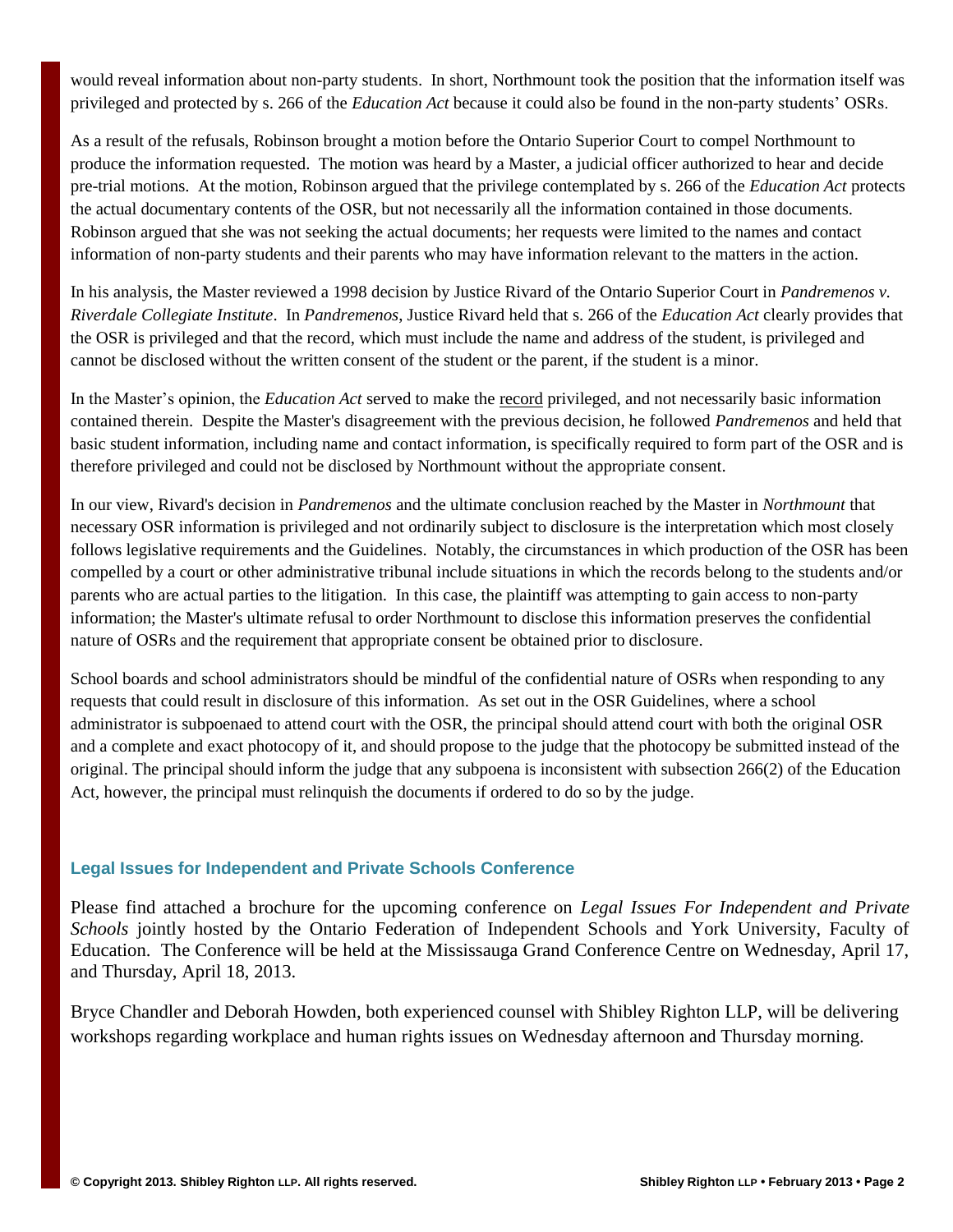would reveal information about non-party students. In short, Northmount took the position that the information itself was privileged and protected by s. 266 of the *Education Act* because it could also be found in the non-party students' OSRs.

As a result of the refusals, Robinson brought a motion before the Ontario Superior Court to compel Northmount to produce the information requested. The motion was heard by a Master, a judicial officer authorized to hear and decide pre-trial motions. At the motion, Robinson argued that the privilege contemplated by s. 266 of the *Education Act* protects the actual documentary contents of the OSR, but not necessarily all the information contained in those documents. Robinson argued that she was not seeking the actual documents; her requests were limited to the names and contact information of non-party students and their parents who may have information relevant to the matters in the action.

In his analysis, the Master reviewed a 1998 decision by Justice Rivard of the Ontario Superior Court in *Pandremenos v. Riverdale Collegiate Institute*. In *Pandremenos*, Justice Rivard held that s. 266 of the *Education Act* clearly provides that the OSR is privileged and that the record, which must include the name and address of the student, is privileged and cannot be disclosed without the written consent of the student or the parent, if the student is a minor.

In the Master's opinion, the *Education Act* served to make the record privileged, and not necessarily basic information contained therein. Despite the Master's disagreement with the previous decision, he followed *Pandremenos* and held that basic student information, including name and contact information, is specifically required to form part of the OSR and is therefore privileged and could not be disclosed by Northmount without the appropriate consent.

In our view, Rivard's decision in *Pandremenos* and the ultimate conclusion reached by the Master in *Northmount* that necessary OSR information is privileged and not ordinarily subject to disclosure is the interpretation which most closely follows legislative requirements and the Guidelines. Notably, the circumstances in which production of the OSR has been compelled by a court or other administrative tribunal include situations in which the records belong to the students and/or parents who are actual parties to the litigation. In this case, the plaintiff was attempting to gain access to non-party information; the Master's ultimate refusal to order Northmount to disclose this information preserves the confidential nature of OSRs and the requirement that appropriate consent be obtained prior to disclosure.

School boards and school administrators should be mindful of the confidential nature of OSRs when responding to any requests that could result in disclosure of this information. As set out in the OSR Guidelines, where a school administrator is subpoenaed to attend court with the OSR, the principal should attend court with both the original OSR and a complete and exact photocopy of it, and should propose to the judge that the photocopy be submitted instead of the original. The principal should inform the judge that any subpoena is inconsistent with subsection 266(2) of the Education Act, however, the principal must relinquish the documents if ordered to do so by the judge.

### Legal Issues for Independent and Private Schools Conference

Please find attached a brochure for the upcoming conference on *Legal Issues For Independent and Private Schools* jointly hosted by the Ontario Federation of Independent Schools and York University, Faculty of Education. The Conference will be held at the Mississauga Grand Conference Centre on Wednesday, April 17, and Thursday, April 18, 2013.

Bryce Chandler and Deborah Howden, both experienced counsel with Shibley Righton LLP, will be delivering workshops regarding workplace and human rights issues on Wednesday afternoon and Thursday morning.

**© Copyright 2013. Shibley Righton LLP. All rights reserved.**